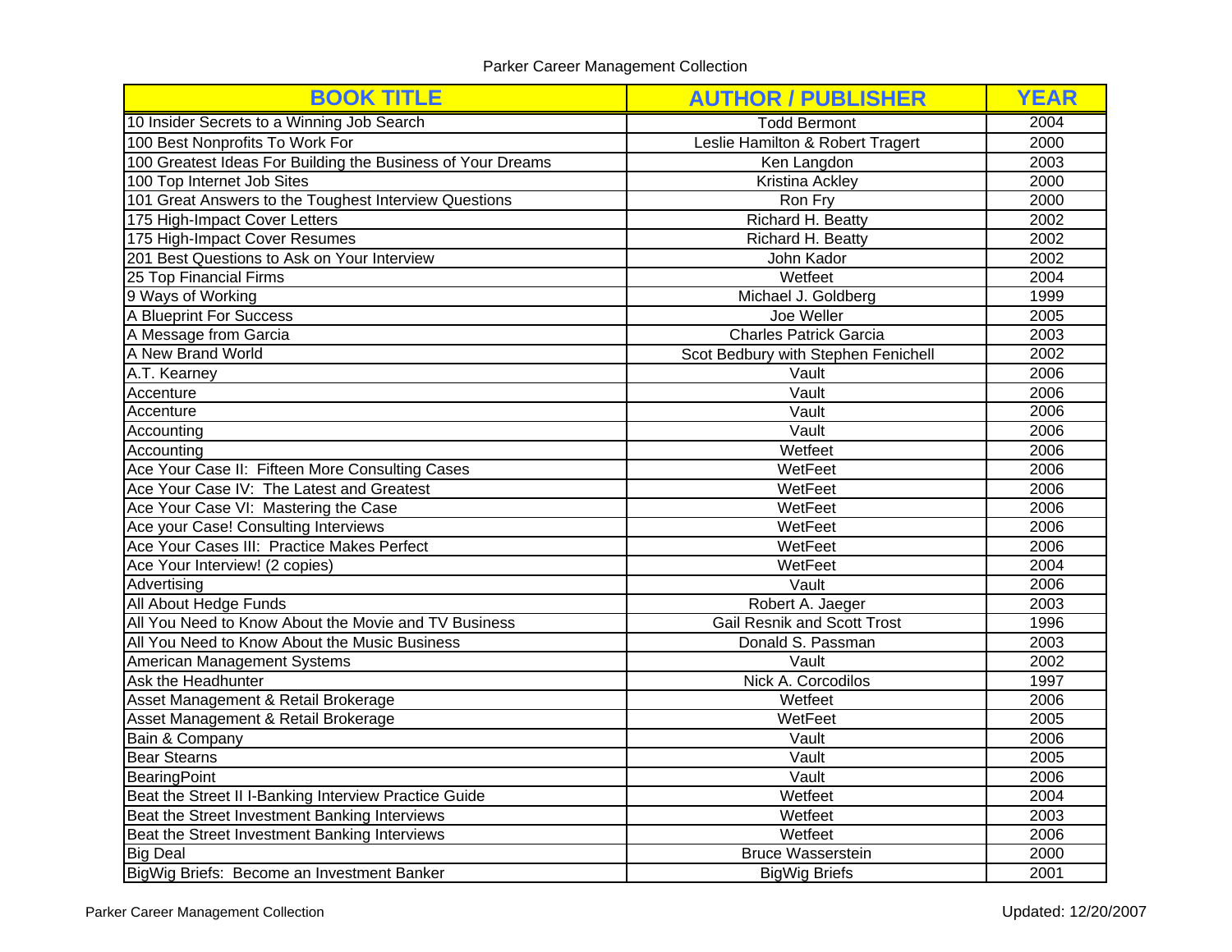Parker Career Management Collection

| BOOK TITLE | AUTHOR / PUBLISHER | YEAR |
|---|---|---|
| 10 Insider Secrets to a Winning Job Search | Todd Bermont | 2004 |
| 100 Best Nonprofits To Work For | Leslie Hamilton & Robert Tragert | 2000 |
| 100 Greatest Ideas For Building the Business of Your Dreams | Ken Langdon | 2003 |
| 100 Top Internet Job Sites | Kristina Ackley | 2000 |
| 101 Great Answers to the Toughest Interview Questions | Ron Fry | 2000 |
| 175 High-Impact Cover Letters | Richard H. Beatty | 2002 |
| 175 High-Impact Cover Resumes | Richard H. Beatty | 2002 |
| 201 Best Questions to Ask on Your Interview | John Kador | 2002 |
| 25 Top Financial Firms | Wetfeet | 2004 |
| 9 Ways of Working | Michael J. Goldberg | 1999 |
| A Blueprint For Success | Joe Weller | 2005 |
| A Message from Garcia | Charles Patrick Garcia | 2003 |
| A New Brand World | Scot Bedbury with Stephen Fenichell | 2002 |
| A.T. Kearney | Vault | 2006 |
| Accenture | Vault | 2006 |
| Accenture | Vault | 2006 |
| Accounting | Vault | 2006 |
| Accounting | Wetfeet | 2006 |
| Ace Your Case II:  Fifteen More Consulting Cases | WetFeet | 2006 |
| Ace Your Case IV:  The Latest and Greatest | WetFeet | 2006 |
| Ace Your Case VI:  Mastering the Case | WetFeet | 2006 |
| Ace your Case! Consulting Interviews | WetFeet | 2006 |
| Ace Your Cases III:  Practice Makes Perfect | WetFeet | 2006 |
| Ace Your Interview! (2 copies) | WetFeet | 2004 |
| Advertising | Vault | 2006 |
| All About Hedge Funds | Robert A. Jaeger | 2003 |
| All You Need to Know About the Movie and TV Business | Gail Resnik and Scott Trost | 1996 |
| All You Need to Know About the Music Business | Donald S. Passman | 2003 |
| American Management Systems | Vault | 2002 |
| Ask the Headhunter | Nick A. Corcodilos | 1997 |
| Asset Management & Retail Brokerage | Wetfeet | 2006 |
| Asset Management & Retail Brokerage | WetFeet | 2005 |
| Bain & Company | Vault | 2006 |
| Bear Stearns | Vault | 2005 |
| BearingPoint | Vault | 2006 |
| Beat the Street II I-Banking Interview Practice Guide | Wetfeet | 2004 |
| Beat the Street Investment Banking Interviews | Wetfeet | 2003 |
| Beat the Street Investment Banking Interviews | Wetfeet | 2006 |
| Big Deal | Bruce Wasserstein | 2000 |
| BigWig Briefs:  Become an Investment Banker | BigWig Briefs | 2001 |

Updated: 12/20/2007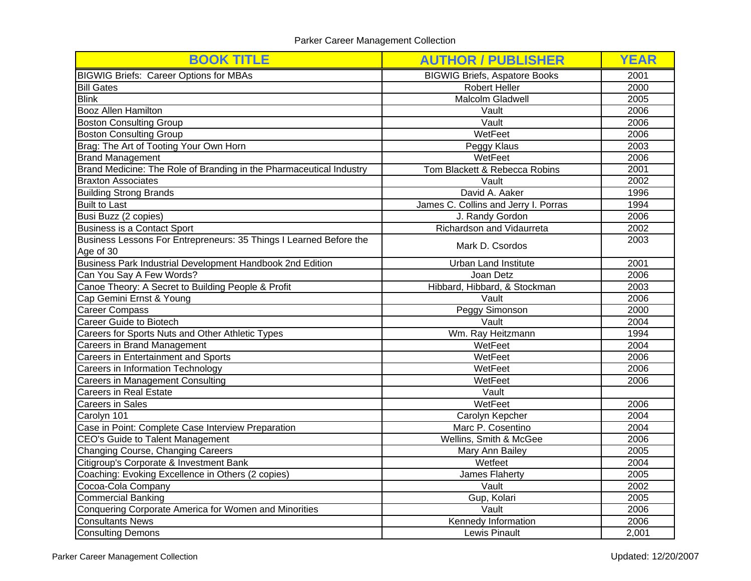Parker Career Management Collection

| BOOK TITLE | AUTHOR / PUBLISHER | YEAR |
|---|---|---|
| BIGWIG Briefs: Career Options for MBAs | BIGWIG Briefs, Aspatore Books | 2001 |
| Bill Gates | Robert Heller | 2000 |
| Blink | Malcolm Gladwell | 2005 |
| Booz Allen Hamilton | Vault | 2006 |
| Boston Consulting Group | Vault | 2006 |
| Boston Consulting Group | WetFeet | 2006 |
| Brag: The Art of Tooting Your Own Horn | Peggy Klaus | 2003 |
| Brand Management | WetFeet | 2006 |
| Brand Medicine: The Role of Branding in the Pharmaceutical Industry | Tom Blackett & Rebecca Robins | 2001 |
| Braxton Associates | Vault | 2002 |
| Building Strong Brands | David A. Aaker | 1996 |
| Built to Last | James C. Collins and Jerry I. Porras | 1994 |
| Busi Buzz (2 copies) | J. Randy Gordon | 2006 |
| Business is a Contact Sport | Richardson and Vidaurreta | 2002 |
| Business Lessons For Entrepreneurs: 35 Things I Learned Before the Age of 30 | Mark D. Csordos | 2003 |
| Business Park Industrial Development Handbook 2nd Edition | Urban Land Institute | 2001 |
| Can You Say A Few Words? | Joan Detz | 2006 |
| Canoe Theory: A Secret to Building People & Profit | Hibbard, Hibbard, & Stockman | 2003 |
| Cap Gemini Ernst & Young | Vault | 2006 |
| Career Compass | Peggy Simonson | 2000 |
| Career Guide to Biotech | Vault | 2004 |
| Careers for Sports Nuts and Other Athletic Types | Wm. Ray Heitzmann | 1994 |
| Careers in Brand Management | WetFeet | 2004 |
| Careers in Entertainment and Sports | WetFeet | 2006 |
| Careers in Information Technology | WetFeet | 2006 |
| Careers in Management Consulting | WetFeet | 2006 |
| Careers in Real Estate | Vault | |
| Careers in Sales | WetFeet | 2006 |
| Carolyn 101 | Carolyn Kepcher | 2004 |
| Case in Point: Complete Case Interview Preparation | Marc P. Cosentino | 2004 |
| CEO's Guide to Talent Management | Wellins, Smith & McGee | 2006 |
| Changing Course, Changing Careers | Mary Ann Bailey | 2005 |
| Citigroup's Corporate & Investment Bank | Wetfeet | 2004 |
| Coaching: Evoking Excellence in Others (2 copies) | James Flaherty | 2005 |
| Cocoa-Cola Company | Vault | 2002 |
| Commercial Banking | Gup, Kolari | 2005 |
| Conquering Corporate America for Women and Minorities | Vault | 2006 |
| Consultants News | Kennedy Information | 2006 |
| Consulting Demons | Lewis Pinault | 2,001 |

Updated: 12/20/2007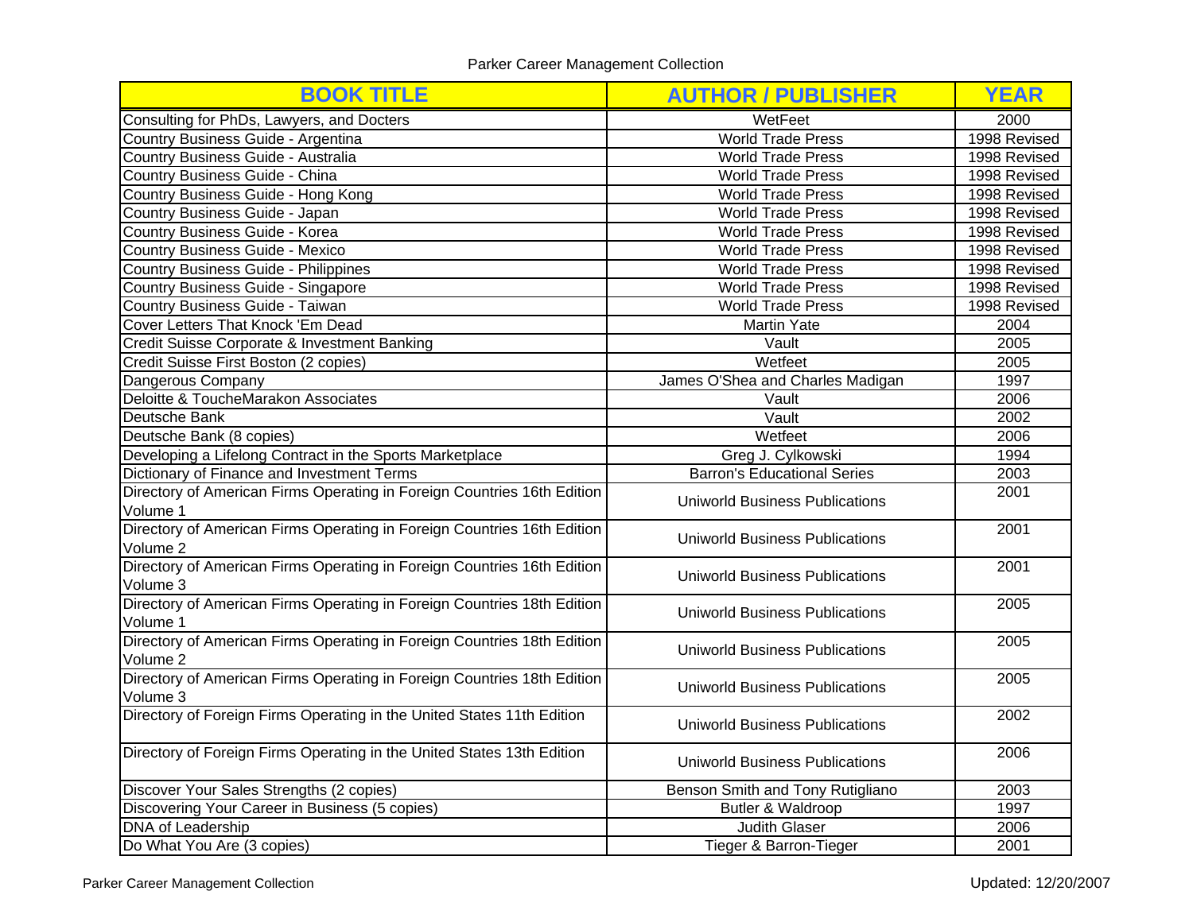| BOOK TITLE | AUTHOR / PUBLISHER | YEAR |
|---|---|---|
| Consulting for PhDs, Lawyers, and Docters | WetFeet | 2000 |
| Country Business Guide - Argentina | World Trade Press | 1998 Revised |
| Country Business Guide - Australia | World Trade Press | 1998 Revised |
| Country Business Guide - China | World Trade Press | 1998 Revised |
| Country Business Guide - Hong Kong | World Trade Press | 1998 Revised |
| Country Business Guide - Japan | World Trade Press | 1998 Revised |
| Country Business Guide - Korea | World Trade Press | 1998 Revised |
| Country Business Guide - Mexico | World Trade Press | 1998 Revised |
| Country Business Guide - Philippines | World Trade Press | 1998 Revised |
| Country Business Guide - Singapore | World Trade Press | 1998 Revised |
| Country Business Guide - Taiwan | World Trade Press | 1998 Revised |
| Cover Letters That Knock 'Em Dead | Martin Yate | 2004 |
| Credit Suisse Corporate & Investment Banking | Vault | 2005 |
| Credit Suisse First Boston (2 copies) | Wetfeet | 2005 |
| Dangerous Company | James O'Shea and Charles Madigan | 1997 |
| Deloitte & ToucheMarakon Associates | Vault | 2006 |
| Deutsche Bank | Vault | 2002 |
| Deutsche Bank (8 copies) | Wetfeet | 2006 |
| Developing a Lifelong Contract in the Sports Marketplace | Greg J. Cylkowski | 1994 |
| Dictionary of Finance and Investment Terms | Barron's Educational Series | 2003 |
| Directory of American Firms Operating in Foreign Countries 16th Edition Volume 1 | Uniworld Business Publications | 2001 |
| Directory of American Firms Operating in Foreign Countries 16th Edition Volume 2 | Uniworld Business Publications | 2001 |
| Directory of American Firms Operating in Foreign Countries 16th Edition Volume 3 | Uniworld Business Publications | 2001 |
| Directory of American Firms Operating in Foreign Countries 18th Edition Volume 1 | Uniworld Business Publications | 2005 |
| Directory of American Firms Operating in Foreign Countries 18th Edition Volume 2 | Uniworld Business Publications | 2005 |
| Directory of American Firms Operating in Foreign Countries 18th Edition Volume 3 | Uniworld Business Publications | 2005 |
| Directory of Foreign Firms Operating in the United States 11th Edition | Uniworld Business Publications | 2002 |
| Directory of Foreign Firms Operating in the United States 13th Edition | Uniworld Business Publications | 2006 |
| Discover Your Sales Strengths (2 copies) | Benson Smith and Tony Rutigliano | 2003 |
| Discovering Your Career in Business (5 copies) | Butler & Waldroop | 1997 |
| DNA of Leadership | Judith Glaser | 2006 |
| Do What You Are (3 copies) | Tieger & Barron-Tieger | 2001 |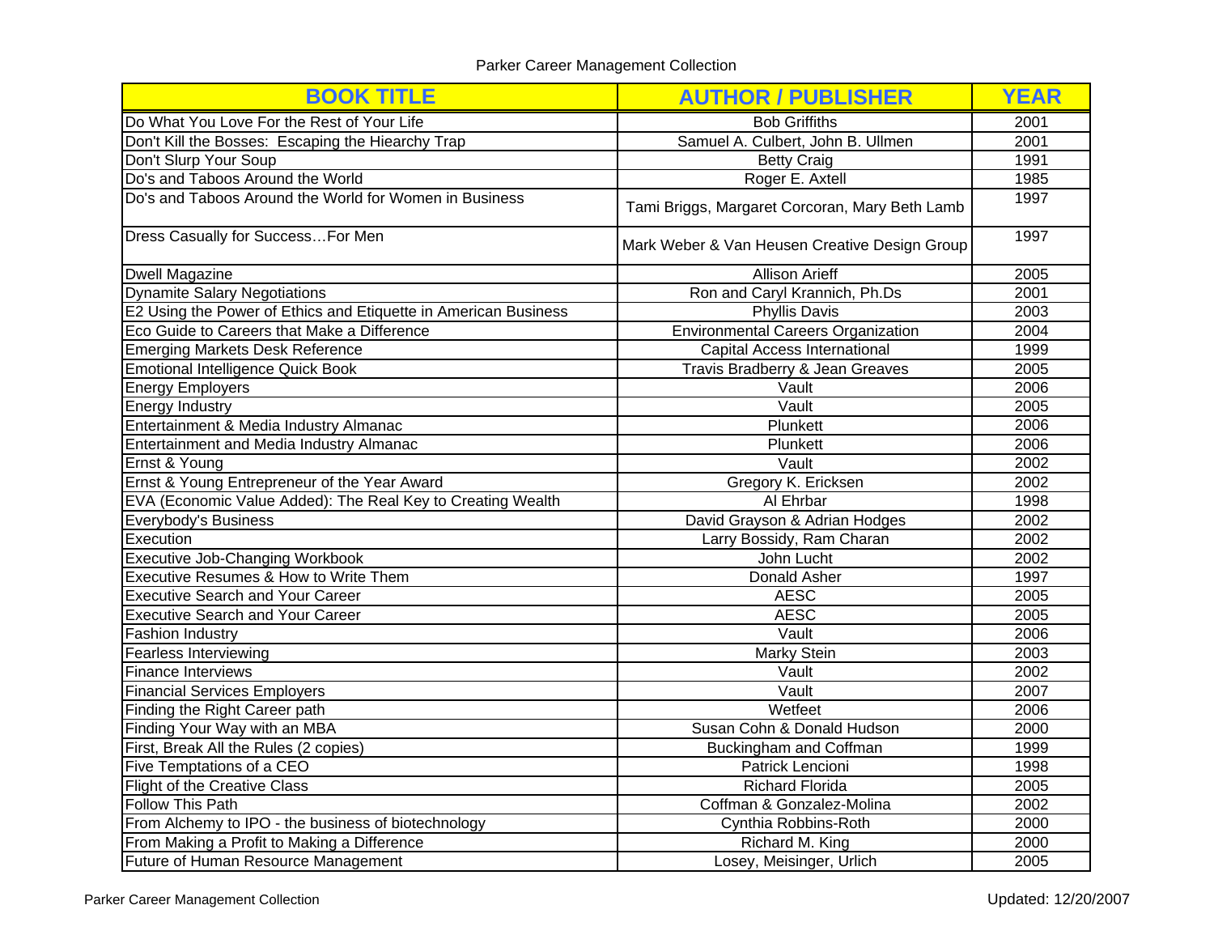Parker Career Management Collection

| BOOK TITLE | AUTHOR / PUBLISHER | YEAR |
|---|---|---|
| Do What You Love For the Rest of Your Life | Bob Griffiths | 2001 |
| Don't Kill the Bosses: Escaping the Hiearchy Trap | Samuel A. Culbert, John B. Ullmen | 2001 |
| Don't Slurp Your Soup | Betty Craig | 1991 |
| Do's and Taboos Around the World | Roger E. Axtell | 1985 |
| Do's and Taboos Around the World for Women in Business | Tami Briggs, Margaret Corcoran, Mary Beth Lamb | 1997 |
| Dress Casually for Success…For Men | Mark Weber & Van Heusen Creative Design Group | 1997 |
| Dwell Magazine | Allison Arieff | 2005 |
| Dynamite Salary Negotiations | Ron and Caryl Krannich, Ph.Ds | 2001 |
| E2 Using the Power of Ethics and Etiquette in American Business | Phyllis Davis | 2003 |
| Eco Guide to Careers that Make a Difference | Environmental Careers Organization | 2004 |
| Emerging Markets Desk Reference | Capital Access International | 1999 |
| Emotional Intelligence Quick Book | Travis Bradberry & Jean Greaves | 2005 |
| Energy Employers | Vault | 2006 |
| Energy Industry | Vault | 2005 |
| Entertainment & Media Industry Almanac | Plunkett | 2006 |
| Entertainment and Media Industry Almanac | Plunkett | 2006 |
| Ernst & Young | Vault | 2002 |
| Ernst & Young Entrepreneur of the Year Award | Gregory K. Ericksen | 2002 |
| EVA (Economic Value Added): The Real Key to Creating Wealth | Al Ehrbar | 1998 |
| Everybody's Business | David Grayson & Adrian Hodges | 2002 |
| Execution | Larry Bossidy, Ram Charan | 2002 |
| Executive Job-Changing Workbook | John Lucht | 2002 |
| Executive Resumes & How to Write Them | Donald Asher | 1997 |
| Executive Search and Your Career | AESC | 2005 |
| Executive Search and Your Career | AESC | 2005 |
| Fashion Industry | Vault | 2006 |
| Fearless Interviewing | Marky Stein | 2003 |
| Finance Interviews | Vault | 2002 |
| Financial Services Employers | Vault | 2007 |
| Finding the Right Career path | Wetfeet | 2006 |
| Finding Your Way with an MBA | Susan Cohn & Donald Hudson | 2000 |
| First, Break All the Rules (2 copies) | Buckingham and Coffman | 1999 |
| Five Temptations of a CEO | Patrick Lencioni | 1998 |
| Flight of the Creative Class | Richard Florida | 2005 |
| Follow This Path | Coffman & Gonzalez-Molina | 2002 |
| From Alchemy to IPO - the business of biotechnology | Cynthia Robbins-Roth | 2000 |
| From Making a Profit to Making a Difference | Richard M. King | 2000 |
| Future of Human Resource Management | Losey, Meisinger, Urlich | 2005 |

Updated: 12/20/2007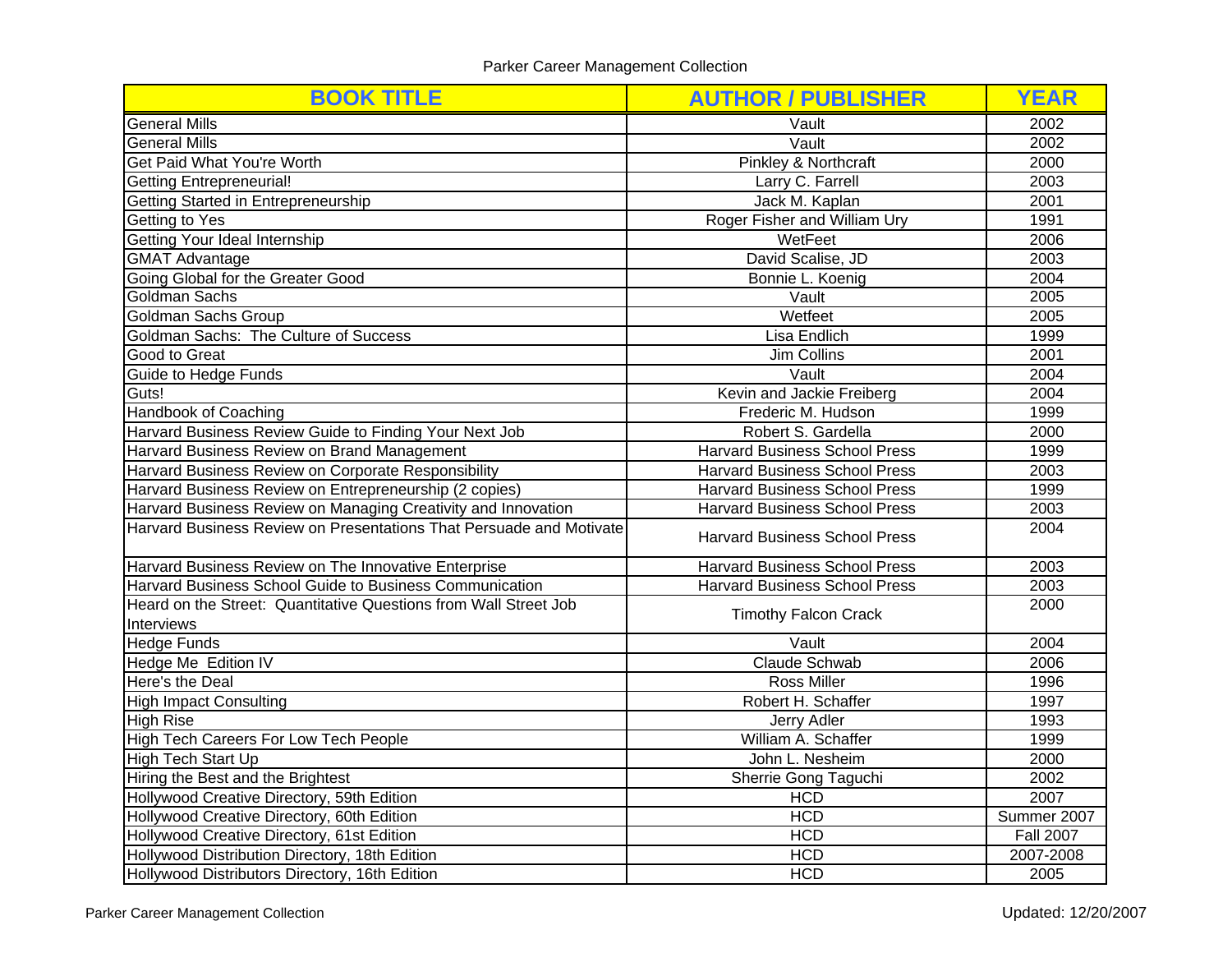Parker Career Management Collection

| BOOK TITLE | AUTHOR / PUBLISHER | YEAR |
|---|---|---|
| General Mills | Vault | 2002 |
| General Mills | Vault | 2002 |
| Get Paid What You're Worth | Pinkley & Northcraft | 2000 |
| Getting Entrepreneurial! | Larry C. Farrell | 2003 |
| Getting Started in Entrepreneurship | Jack M. Kaplan | 2001 |
| Getting to Yes | Roger Fisher and William Ury | 1991 |
| Getting Your Ideal Internship | WetFeet | 2006 |
| GMAT Advantage | David Scalise, JD | 2003 |
| Going Global for the Greater Good | Bonnie L. Koenig | 2004 |
| Goldman Sachs | Vault | 2005 |
| Goldman Sachs Group | Wetfeet | 2005 |
| Goldman Sachs: The Culture of Success | Lisa Endlich | 1999 |
| Good to Great | Jim Collins | 2001 |
| Guide to Hedge Funds | Vault | 2004 |
| Guts! | Kevin and Jackie Freiberg | 2004 |
| Handbook of Coaching | Frederic M. Hudson | 1999 |
| Harvard Business Review Guide to Finding Your Next Job | Robert S. Gardella | 2000 |
| Harvard Business Review on Brand Management | Harvard Business School Press | 1999 |
| Harvard Business Review on Corporate Responsibility | Harvard Business School Press | 2003 |
| Harvard Business Review on Entrepreneurship (2 copies) | Harvard Business School Press | 1999 |
| Harvard Business Review on Managing Creativity and Innovation | Harvard Business School Press | 2003 |
| Harvard Business Review on Presentations That Persuade and Motivate | Harvard Business School Press | 2004 |
| Harvard Business Review on The Innovative Enterprise | Harvard Business School Press | 2003 |
| Harvard Business School Guide to Business Communication | Harvard Business School Press | 2003 |
| Heard on the Street: Quantitative Questions from Wall Street Job Interviews | Timothy Falcon Crack | 2000 |
| Hedge Funds | Vault | 2004 |
| Hedge Me Edition IV | Claude Schwab | 2006 |
| Here's the Deal | Ross Miller | 1996 |
| High Impact Consulting | Robert H. Schaffer | 1997 |
| High Rise | Jerry Adler | 1993 |
| High Tech Careers For Low Tech People | William A. Schaffer | 1999 |
| High Tech Start Up | John L. Nesheim | 2000 |
| Hiring the Best and the Brightest | Sherrie Gong Taguchi | 2002 |
| Hollywood Creative Directory, 59th Edition | HCD | 2007 |
| Hollywood Creative Directory, 60th Edition | HCD | Summer 2007 |
| Hollywood Creative Directory, 61st Edition | HCD | Fall 2007 |
| Hollywood Distribution Directory, 18th Edition | HCD | 2007-2008 |
| Hollywood Distributors Directory, 16th Edition | HCD | 2005 |

Updated: 12/20/2007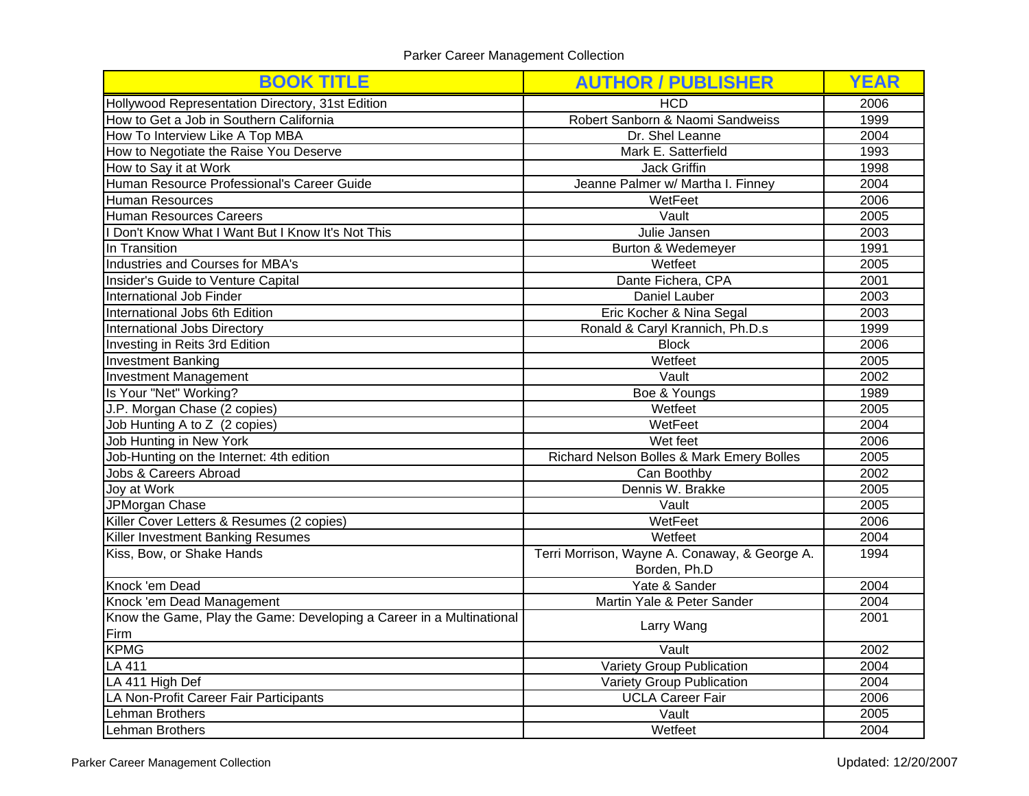| BOOK TITLE | AUTHOR / PUBLISHER | YEAR |
|---|---|---|
| Hollywood Representation Directory, 31st Edition | HCD | 2006 |
| How to Get a Job in Southern California | Robert Sanborn & Naomi Sandweiss | 1999 |
| How To Interview Like A Top MBA | Dr. Shel Leanne | 2004 |
| How to Negotiate the Raise You Deserve | Mark E. Satterfield | 1993 |
| How to Say it at Work | Jack Griffin | 1998 |
| Human Resource Professional's Career Guide | Jeanne Palmer w/ Martha I. Finney | 2004 |
| Human Resources | WetFeet | 2006 |
| Human Resources Careers | Vault | 2005 |
| I Don't Know What I Want But I Know It's Not This | Julie Jansen | 2003 |
| In Transition | Burton & Wedemeyer | 1991 |
| Industries and Courses for MBA's | Wetfeet | 2005 |
| Insider's Guide to Venture Capital | Dante Fichera, CPA | 2001 |
| International Job Finder | Daniel Lauber | 2003 |
| International Jobs 6th Edition | Eric Kocher & Nina Segal | 2003 |
| International Jobs Directory | Ronald & Caryl Krannich, Ph.D.s | 1999 |
| Investing in Reits 3rd Edition | Block | 2006 |
| Investment Banking | Wetfeet | 2005 |
| Investment Management | Vault | 2002 |
| Is Your "Net" Working? | Boe & Youngs | 1989 |
| J.P. Morgan Chase (2 copies) | Wetfeet | 2005 |
| Job Hunting A to Z (2 copies) | WetFeet | 2004 |
| Job Hunting in New York | Wet feet | 2006 |
| Job-Hunting on the Internet: 4th edition | Richard Nelson Bolles & Mark Emery Bolles | 2005 |
| Jobs & Careers Abroad | Can Boothby | 2002 |
| Joy at Work | Dennis W. Brakke | 2005 |
| JPMorgan Chase | Vault | 2005 |
| Killer Cover Letters & Resumes (2 copies) | WetFeet | 2006 |
| Killer Investment Banking Resumes | Wetfeet | 2004 |
| Kiss, Bow, or Shake Hands | Terri Morrison, Wayne A. Conaway, & George A. Borden, Ph.D | 1994 |
| Knock 'em Dead | Yate & Sander | 2004 |
| Knock 'em Dead Management | Martin Yale & Peter Sander | 2004 |
| Know the Game, Play the Game: Developing a Career in a Multinational Firm | Larry Wang | 2001 |
| KPMG | Vault | 2002 |
| LA 411 | Variety Group Publication | 2004 |
| LA 411 High Def | Variety Group Publication | 2004 |
| LA Non-Profit Career Fair Participants | UCLA Career Fair | 2006 |
| Lehman Brothers | Vault | 2005 |
| Lehman Brothers | Wetfeet | 2004 |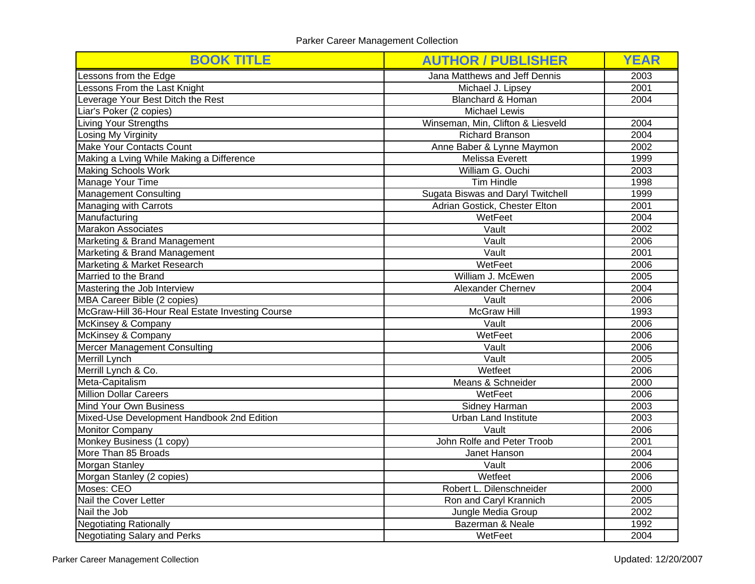| BOOK TITLE | AUTHOR / PUBLISHER | YEAR |
|---|---|---|
| Lessons from the Edge | Jana Matthews and Jeff Dennis | 2003 |
| Lessons From the Last Knight | Michael J. Lipsey | 2001 |
| Leverage Your Best Ditch the Rest | Blanchard & Homan | 2004 |
| Liar's Poker (2 copies) | Michael Lewis | |
| Living Your Strengths | Winseman, Min, Clifton & Liesveld | 2004 |
| Losing My Virginity | Richard Branson | 2004 |
| Make Your Contacts Count | Anne Baber & Lynne Maymon | 2002 |
| Making a Lving While Making a Difference | Melissa Everett | 1999 |
| Making Schools Work | William G. Ouchi | 2003 |
| Manage Your Time | Tim Hindle | 1998 |
| Management Consulting | Sugata Biswas and Daryl Twitchell | 1999 |
| Managing with Carrots | Adrian Gostick, Chester Elton | 2001 |
| Manufacturing | WetFeet | 2004 |
| Marakon Associates | Vault | 2002 |
| Marketing & Brand Management | Vault | 2006 |
| Marketing & Brand Management | Vault | 2001 |
| Marketing & Market Research | WetFeet | 2006 |
| Married to the Brand | William J. McEwen | 2005 |
| Mastering the Job Interview | Alexander Chernev | 2004 |
| MBA Career Bible (2 copies) | Vault | 2006 |
| McGraw-Hill 36-Hour Real Estate Investing Course | McGraw Hill | 1993 |
| McKinsey & Company | Vault | 2006 |
| McKinsey & Company | WetFeet | 2006 |
| Mercer Management Consulting | Vault | 2006 |
| Merrill Lynch | Vault | 2005 |
| Merrill Lynch & Co. | Wetfeet | 2006 |
| Meta-Capitalism | Means & Schneider | 2000 |
| Million Dollar Careers | WetFeet | 2006 |
| Mind Your Own Business | Sidney Harman | 2003 |
| Mixed-Use Development Handbook 2nd Edition | Urban Land Institute | 2003 |
| Monitor Company | Vault | 2006 |
| Monkey Business (1 copy) | John Rolfe and Peter Troob | 2001 |
| More Than 85 Broads | Janet Hanson | 2004 |
| Morgan Stanley | Vault | 2006 |
| Morgan Stanley (2 copies) | Wetfeet | 2006 |
| Moses: CEO | Robert L. Dilenschneider | 2000 |
| Nail the Cover Letter | Ron and Caryl Krannich | 2005 |
| Nail the Job | Jungle Media Group | 2002 |
| Negotiating Rationally | Bazerman & Neale | 1992 |
| Negotiating Salary and Perks | WetFeet | 2004 |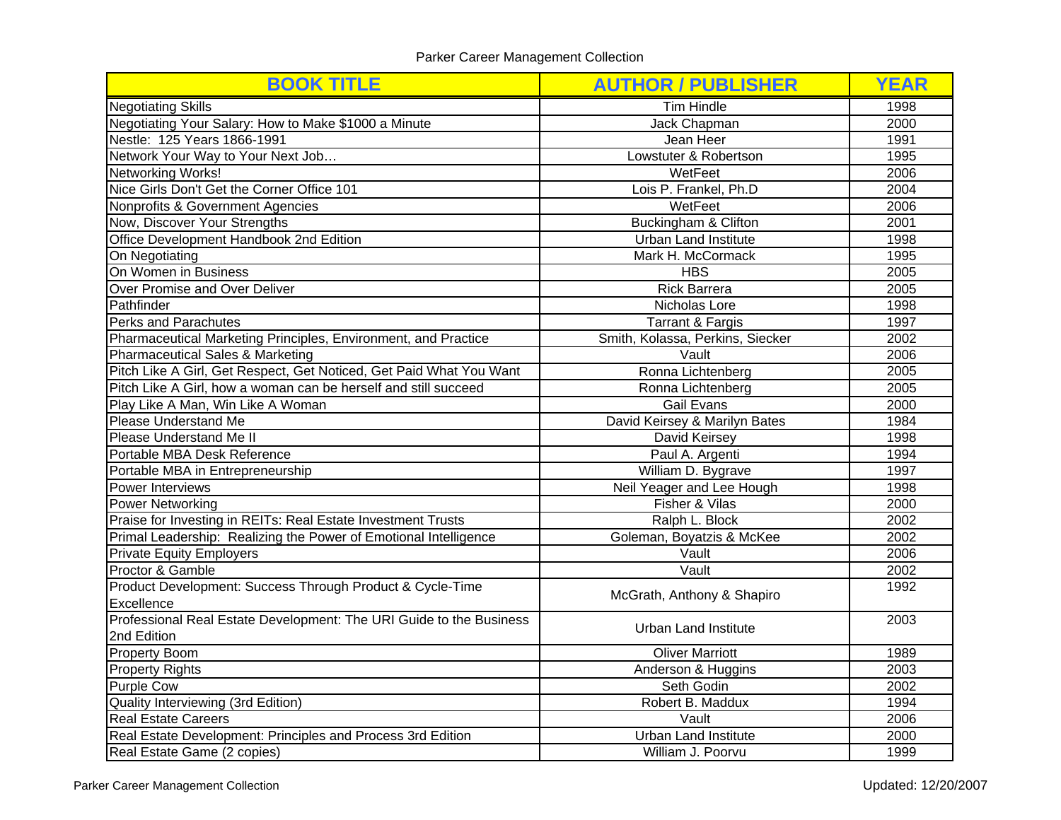Parker Career Management Collection

| BOOK TITLE | AUTHOR / PUBLISHER | YEAR |
|---|---|---|
| Negotiating Skills | Tim Hindle | 1998 |
| Negotiating Your Salary: How to Make $1000 a Minute | Jack Chapman | 2000 |
| Nestle: 125 Years 1866-1991 | Jean Heer | 1991 |
| Network Your Way to Your Next Job… | Lowstuter & Robertson | 1995 |
| Networking Works! | WetFeet | 2006 |
| Nice Girls Don't Get the Corner Office 101 | Lois P. Frankel, Ph.D | 2004 |
| Nonprofits & Government Agencies | WetFeet | 2006 |
| Now, Discover Your Strengths | Buckingham & Clifton | 2001 |
| Office Development Handbook 2nd Edition | Urban Land Institute | 1998 |
| On Negotiating | Mark H. McCormack | 1995 |
| On Women in Business | HBS | 2005 |
| Over Promise and Over Deliver | Rick Barrera | 2005 |
| Pathfinder | Nicholas Lore | 1998 |
| Perks and Parachutes | Tarrant & Fargis | 1997 |
| Pharmaceutical Marketing Principles, Environment, and Practice | Smith, Kolassa, Perkins, Siecker | 2002 |
| Pharmaceutical Sales & Marketing | Vault | 2006 |
| Pitch Like A Girl, Get Respect, Get Noticed, Get Paid What You Want | Ronna Lichtenberg | 2005 |
| Pitch Like A Girl, how a woman can be herself and still succeed | Ronna Lichtenberg | 2005 |
| Play Like A Man, Win Like A Woman | Gail Evans | 2000 |
| Please Understand Me | David Keirsey & Marilyn Bates | 1984 |
| Please Understand Me II | David Keirsey | 1998 |
| Portable MBA Desk Reference | Paul A. Argenti | 1994 |
| Portable MBA in Entrepreneurship | William D. Bygrave | 1997 |
| Power Interviews | Neil Yeager and Lee Hough | 1998 |
| Power Networking | Fisher & Vilas | 2000 |
| Praise for Investing in REITs: Real Estate Investment Trusts | Ralph L. Block | 2002 |
| Primal Leadership: Realizing the Power of Emotional Intelligence | Goleman, Boyatzis & McKee | 2002 |
| Private Equity Employers | Vault | 2006 |
| Proctor & Gamble | Vault | 2002 |
| Product Development: Success Through Product & Cycle-Time Excellence | McGrath, Anthony & Shapiro | 1992 |
| Professional Real Estate Development: The URI Guide to the Business 2nd Edition | Urban Land Institute | 2003 |
| Property Boom | Oliver Marriott | 1989 |
| Property Rights | Anderson & Huggins | 2003 |
| Purple Cow | Seth Godin | 2002 |
| Quality Interviewing (3rd Edition) | Robert B. Maddux | 1994 |
| Real Estate Careers | Vault | 2006 |
| Real Estate Development: Principles and Process 3rd Edition | Urban Land Institute | 2000 |
| Real Estate Game (2 copies) | William J. Poorvu | 1999 |

Updated: 12/20/2007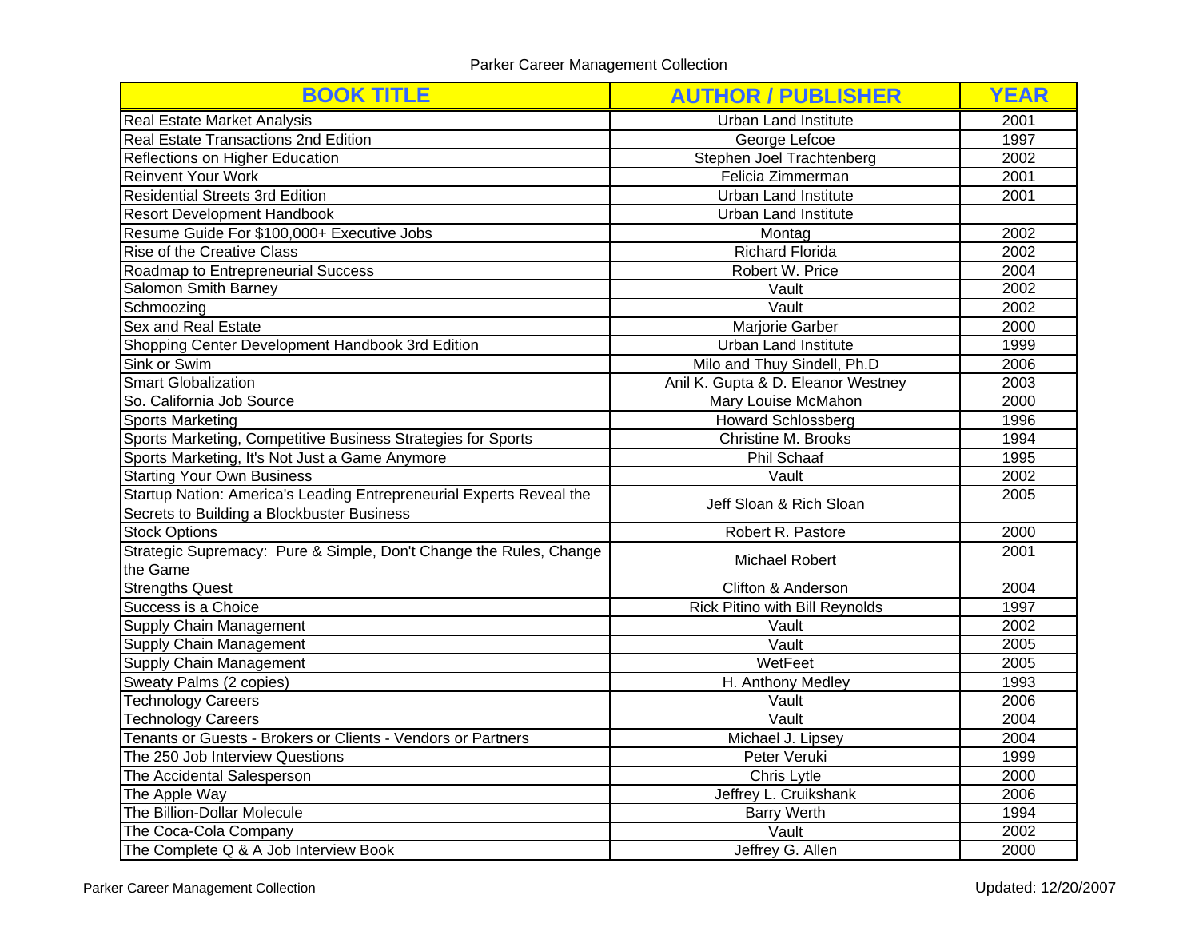| BOOK TITLE | AUTHOR / PUBLISHER | YEAR |
| --- | --- | --- |
| Real Estate Market Analysis | Urban Land Institute | 2001 |
| Real Estate Transactions 2nd Edition | George Lefcoe | 1997 |
| Reflections on Higher Education | Stephen Joel Trachtenberg | 2002 |
| Reinvent Your Work | Felicia Zimmerman | 2001 |
| Residential Streets 3rd Edition | Urban Land Institute | 2001 |
| Resort Development Handbook | Urban Land Institute | |
| Resume Guide For $100,000+ Executive Jobs | Montag | 2002 |
| Rise of the Creative Class | Richard Florida | 2002 |
| Roadmap to Entrepreneurial Success | Robert W. Price | 2004 |
| Salomon Smith Barney | Vault | 2002 |
| Schmoozing | Vault | 2002 |
| Sex and Real Estate | Marjorie Garber | 2000 |
| Shopping Center Development Handbook 3rd Edition | Urban Land Institute | 1999 |
| Sink or Swim | Milo and Thuy Sindell, Ph.D | 2006 |
| Smart Globalization | Anil K. Gupta & D. Eleanor Westney | 2003 |
| So. California Job Source | Mary Louise McMahon | 2000 |
| Sports Marketing | Howard Schlossberg | 1996 |
| Sports Marketing, Competitive Business Strategies for Sports | Christine M. Brooks | 1994 |
| Sports Marketing, It's Not Just a Game Anymore | Phil Schaaf | 1995 |
| Starting Your Own Business | Vault | 2002 |
| Startup Nation: America's Leading Entrepreneurial Experts Reveal the Secrets to Building a Blockbuster Business | Jeff Sloan & Rich Sloan | 2005 |
| Stock Options | Robert R. Pastore | 2000 |
| Strategic Supremacy: Pure & Simple, Don't Change the Rules, Change the Game | Michael Robert | 2001 |
| Strengths Quest | Clifton & Anderson | 2004 |
| Success is a Choice | Rick Pitino with Bill Reynolds | 1997 |
| Supply Chain Management | Vault | 2002 |
| Supply Chain Management | Vault | 2005 |
| Supply Chain Management | WetFeet | 2005 |
| Sweaty Palms (2 copies) | H. Anthony Medley | 1993 |
| Technology Careers | Vault | 2006 |
| Technology Careers | Vault | 2004 |
| Tenants or Guests - Brokers or Clients - Vendors or Partners | Michael J. Lipsey | 2004 |
| The 250 Job Interview Questions | Peter Veruki | 1999 |
| The Accidental Salesperson | Chris Lytle | 2000 |
| The Apple Way | Jeffrey L. Cruikshank | 2006 |
| The Billion-Dollar Molecule | Barry Werth | 1994 |
| The Coca-Cola Company | Vault | 2002 |
| The Complete Q & A Job Interview Book | Jeffrey G. Allen | 2000 |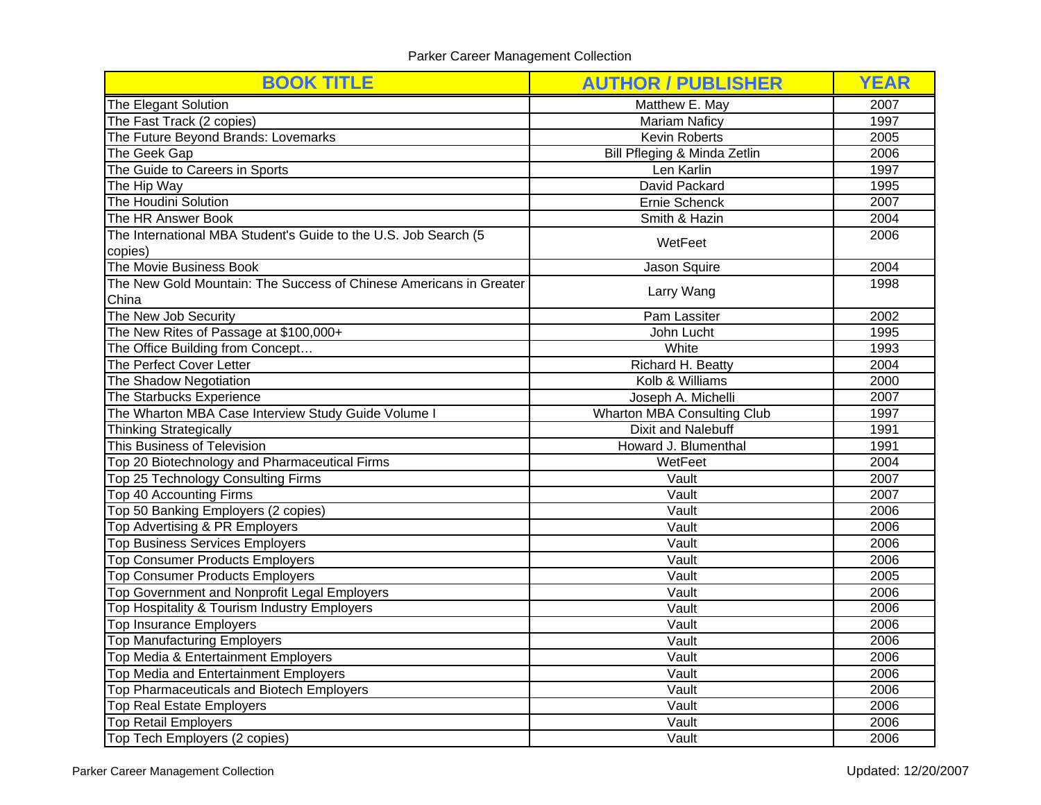| BOOK TITLE | AUTHOR / PUBLISHER | YEAR |
|---|---|---|
| The Elegant Solution | Matthew E. May | 2007 |
| The Fast Track (2 copies) | Mariam Naficy | 1997 |
| The Future Beyond Brands: Lovemarks | Kevin Roberts | 2005 |
| The Geek Gap | Bill Pfleging & Minda Zetlin | 2006 |
| The Guide to Careers in Sports | Len Karlin | 1997 |
| The Hip Way | David Packard | 1995 |
| The Houdini Solution | Ernie Schenck | 2007 |
| The HR Answer Book | Smith & Hazin | 2004 |
| The International MBA Student's Guide to the U.S. Job Search (5 copies) | WetFeet | 2006 |
| The Movie Business Book | Jason Squire | 2004 |
| The New Gold Mountain: The Success of Chinese Americans in Greater China | Larry Wang | 1998 |
| The New Job Security | Pam Lassiter | 2002 |
| The New Rites of Passage at $100,000+ | John Lucht | 1995 |
| The Office Building from Concept… | White | 1993 |
| The Perfect Cover Letter | Richard H. Beatty | 2004 |
| The Shadow Negotiation | Kolb & Williams | 2000 |
| The Starbucks Experience | Joseph A. Michelli | 2007 |
| The Wharton MBA Case Interview Study Guide Volume I | Wharton MBA Consulting Club | 1997 |
| Thinking Strategically | Dixit and Nalebuff | 1991 |
| This Business of Television | Howard J. Blumenthal | 1991 |
| Top 20 Biotechnology and Pharmaceutical Firms | WetFeet | 2004 |
| Top 25 Technology Consulting Firms | Vault | 2007 |
| Top 40 Accounting Firms | Vault | 2007 |
| Top 50 Banking Employers (2 copies) | Vault | 2006 |
| Top Advertising & PR Employers | Vault | 2006 |
| Top Business Services Employers | Vault | 2006 |
| Top Consumer Products Employers | Vault | 2006 |
| Top Consumer Products Employers | Vault | 2005 |
| Top Government and Nonprofit Legal Employers | Vault | 2006 |
| Top Hospitality & Tourism Industry Employers | Vault | 2006 |
| Top Insurance Employers | Vault | 2006 |
| Top Manufacturing Employers | Vault | 2006 |
| Top Media & Entertainment Employers | Vault | 2006 |
| Top Media and Entertainment Employers | Vault | 2006 |
| Top Pharmaceuticals and Biotech Employers | Vault | 2006 |
| Top Real Estate Employers | Vault | 2006 |
| Top Retail Employers | Vault | 2006 |
| Top Tech Employers (2 copies) | Vault | 2006 |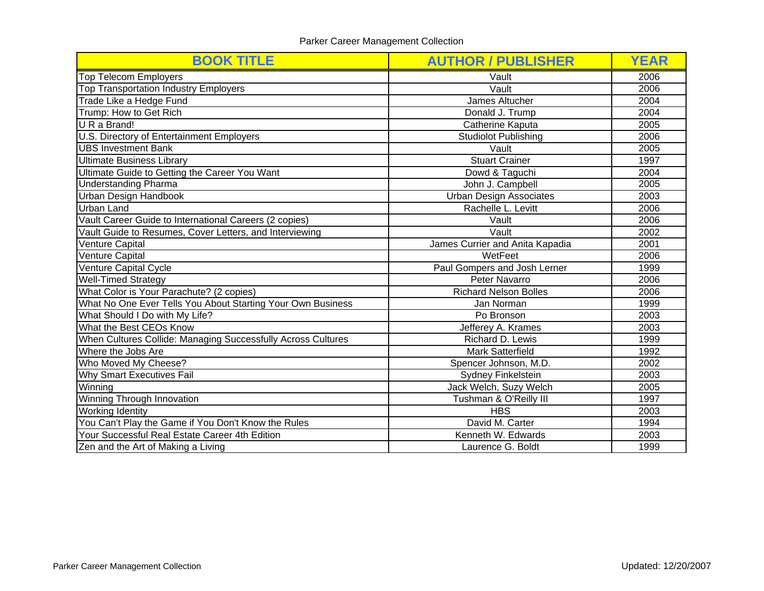| BOOK TITLE | AUTHOR / PUBLISHER | YEAR |
|---|---|---|
| Top Telecom Employers | Vault | 2006 |
| Top Transportation Industry Employers | Vault | 2006 |
| Trade Like a Hedge Fund | James Altucher | 2004 |
| Trump: How to Get Rich | Donald J. Trump | 2004 |
| U R a Brand! | Catherine Kaputa | 2005 |
| U.S. Directory of Entertainment Employers | Studiolot Publishing | 2006 |
| UBS Investment Bank | Vault | 2005 |
| Ultimate Business Library | Stuart Crainer | 1997 |
| Ultimate Guide to Getting the Career You Want | Dowd & Taguchi | 2004 |
| Understanding Pharma | John J. Campbell | 2005 |
| Urban Design Handbook | Urban Design Associates | 2003 |
| Urban Land | Rachelle L. Levitt | 2006 |
| Vault Career Guide to International Careers (2 copies) | Vault | 2006 |
| Vault Guide to Resumes, Cover Letters, and Interviewing | Vault | 2002 |
| Venture Capital | James Currier and Anita Kapadia | 2001 |
| Venture Capital | WetFeet | 2006 |
| Venture Capital Cycle | Paul Gompers and Josh Lerner | 1999 |
| Well-Timed Strategy | Peter Navarro | 2006 |
| What Color is Your Parachute? (2 copies) | Richard Nelson Bolles | 2006 |
| What No One Ever Tells You About Starting Your Own Business | Jan Norman | 1999 |
| What Should I Do with My Life? | Po Bronson | 2003 |
| What the Best CEOs Know | Jefferey A. Krames | 2003 |
| When Cultures Collide: Managing Successfully Across Cultures | Richard D. Lewis | 1999 |
| Where the Jobs Are | Mark Satterfield | 1992 |
| Who Moved My Cheese? | Spencer Johnson, M.D. | 2002 |
| Why Smart Executives Fail | Sydney Finkelstein | 2003 |
| Winning | Jack Welch, Suzy Welch | 2005 |
| Winning Through Innovation | Tushman & O'Reilly III | 1997 |
| Working Identity | HBS | 2003 |
| You Can't Play the Game if You Don't Know the Rules | David M. Carter | 1994 |
| Your Successful Real Estate Career 4th Edition | Kenneth W. Edwards | 2003 |
| Zen and the Art of Making a Living | Laurence G. Boldt | 1999 |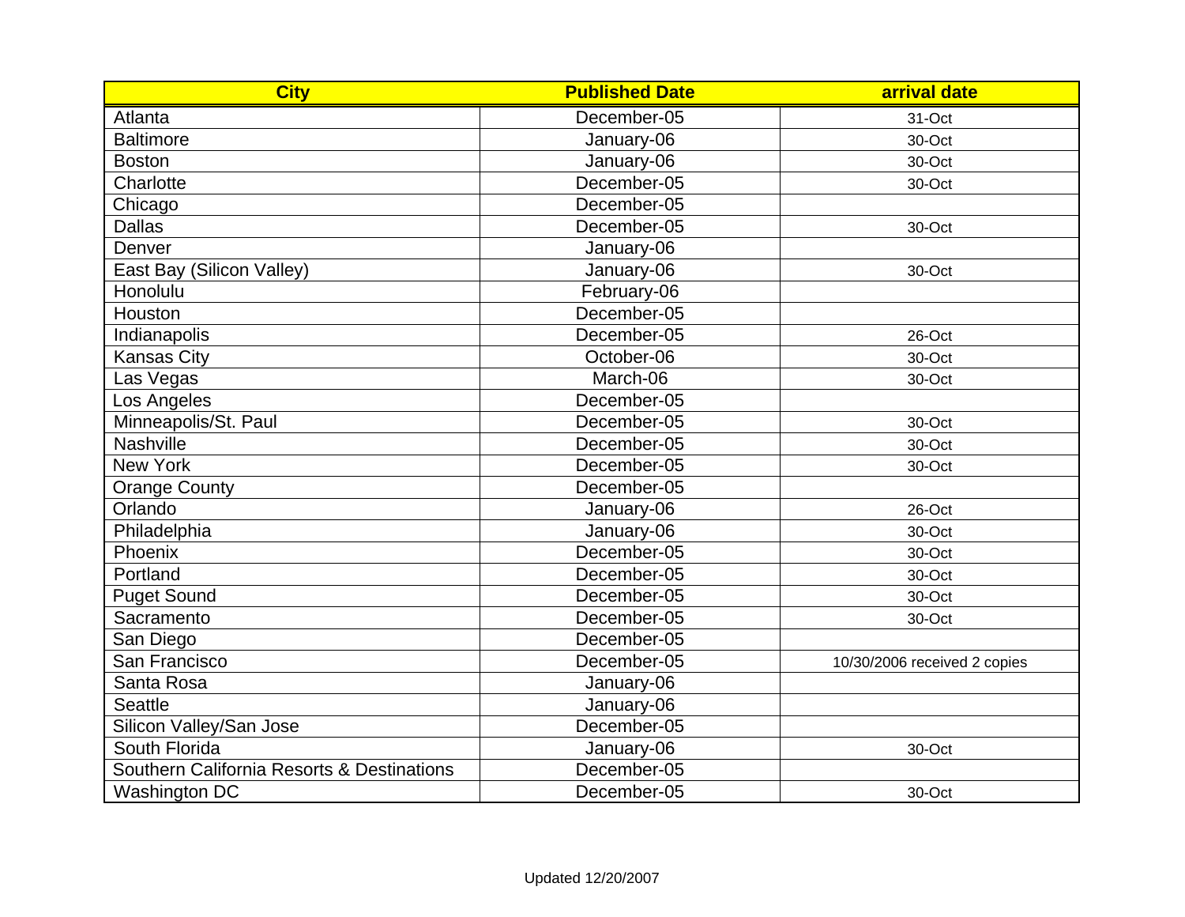| City | Published Date | arrival date |
|---|---|---|
| Atlanta | December-05 | 31-Oct |
| Baltimore | January-06 | 30-Oct |
| Boston | January-06 | 30-Oct |
| Charlotte | December-05 | 30-Oct |
| Chicago | December-05 | |
| Dallas | December-05 | 30-Oct |
| Denver | January-06 | |
| East Bay (Silicon Valley) | January-06 | 30-Oct |
| Honolulu | February-06 | |
| Houston | December-05 | |
| Indianapolis | December-05 | 26-Oct |
| Kansas City | October-06 | 30-Oct |
| Las Vegas | March-06 | 30-Oct |
| Los Angeles | December-05 | |
| Minneapolis/St. Paul | December-05 | 30-Oct |
| Nashville | December-05 | 30-Oct |
| New York | December-05 | 30-Oct |
| Orange County | December-05 | |
| Orlando | January-06 | 26-Oct |
| Philadelphia | January-06 | 30-Oct |
| Phoenix | December-05 | 30-Oct |
| Portland | December-05 | 30-Oct |
| Puget Sound | December-05 | 30-Oct |
| Sacramento | December-05 | 30-Oct |
| San Diego | December-05 | |
| San Francisco | December-05 | 10/30/2006 received 2 copies |
| Santa Rosa | January-06 | |
| Seattle | January-06 | |
| Silicon Valley/San Jose | December-05 | |
| South Florida | January-06 | 30-Oct |
| Southern California Resorts & Destinations | December-05 | |
| Washington DC | December-05 | 30-Oct |

Updated 12/20/2007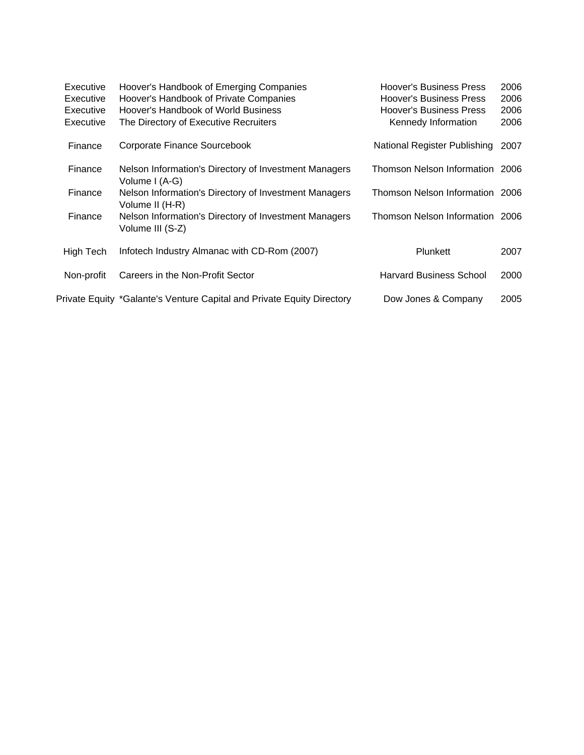| | | | |
|---|---|---|---|
| Executive | Hoover's Handbook of Emerging Companies | Hoover's Business Press | 2006 |
| Executive | Hoover's Handbook of Private Companies | Hoover's Business Press | 2006 |
| Executive | Hoover's Handbook of World Business | Hoover's Business Press | 2006 |
| Executive | The Directory of Executive Recruiters | Kennedy Information | 2006 |
| Finance | Corporate Finance Sourcebook | National Register Publishing | 2007 |
| Finance | Nelson Information's Directory of Investment Managers Volume I (A-G) | Thomson Nelson Information | 2006 |
| Finance | Nelson Information's Directory of Investment Managers Volume II (H-R) | Thomson Nelson Information | 2006 |
| Finance | Nelson Information's Directory of Investment Managers Volume III (S-Z) | Thomson Nelson Information | 2006 |
| High Tech | Infotech Industry Almanac with CD-Rom (2007) | Plunkett | 2007 |
| Non-profit | Careers in the Non-Profit Sector | Harvard Business School | 2000 |
| Private Equity | *Galante's Venture Capital and Private Equity Directory | Dow Jones & Company | 2005 |